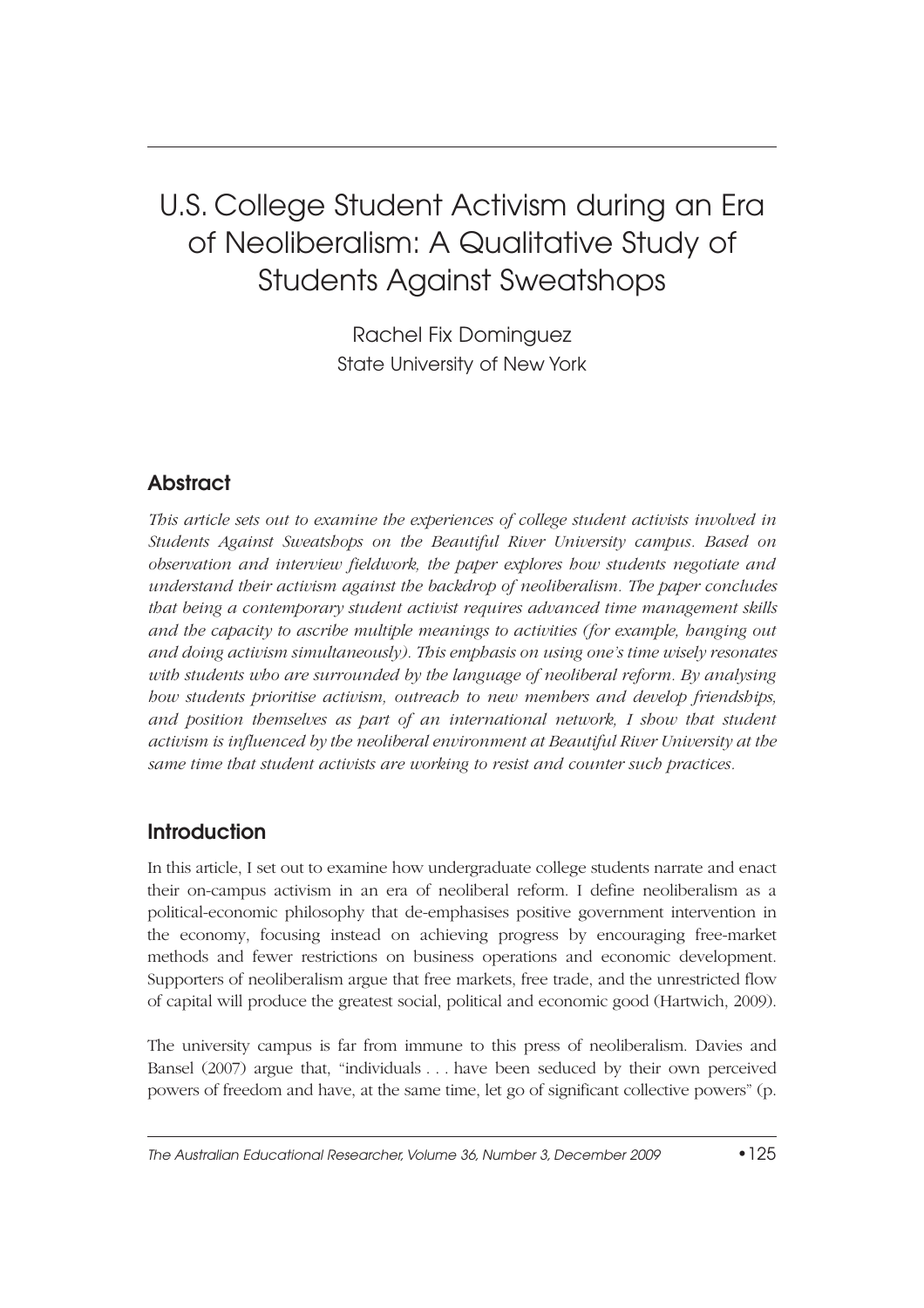# U.S. College Student Activism during an Era of Neoliberalism: A Qualitative Study of Students Against Sweatshops

Rachel Fix Dominguez
State University of New York

## Abstract

*This article sets out to examine the experiences of college student activists involved in Students Against Sweatshops on the Beautiful River University campus. Based on observation and interview fieldwork, the paper explores how students negotiate and understand their activism against the backdrop of neoliberalism. The paper concludes that being a contemporary student activist requires advanced time management skills and the capacity to ascribe multiple meanings to activities (for example, hanging out and doing activism simultaneously). This emphasis on using one's time wisely resonates with students who are surrounded by the language of neoliberal reform. By analysing how students prioritise activism, outreach to new members and develop friendships, and position themselves as part of an international network, I show that student activism is influenced by the neoliberal environment at Beautiful River University at the same time that student activists are working to resist and counter such practices.*

## Introduction

In this article, I set out to examine how undergraduate college students narrate and enact their on-campus activism in an era of neoliberal reform. I define neoliberalism as a political-economic philosophy that de-emphasises positive government intervention in the economy, focusing instead on achieving progress by encouraging free-market methods and fewer restrictions on business operations and economic development. Supporters of neoliberalism argue that free markets, free trade, and the unrestricted flow of capital will produce the greatest social, political and economic good (Hartwich, 2009).

The university campus is far from immune to this press of neoliberalism. Davies and Bansel (2007) argue that, "individuals . . . have been seduced by their own perceived powers of freedom and have, at the same time, let go of significant collective powers" (p.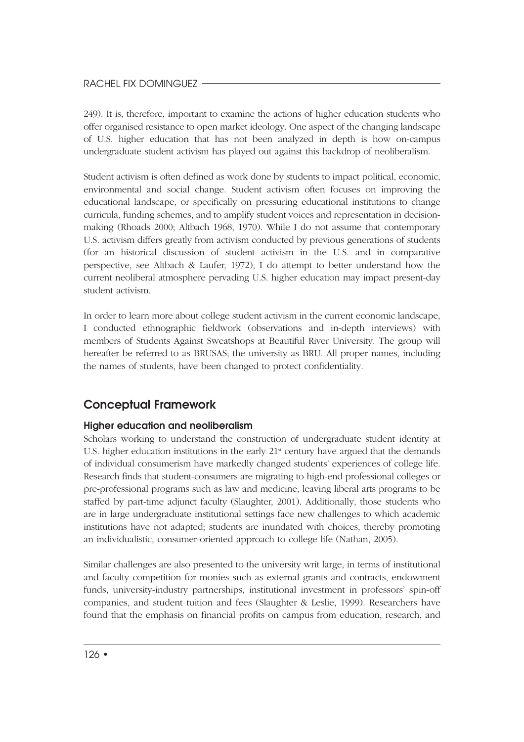249). It is, therefore, important to examine the actions of higher education students who offer organised resistance to open market ideology. One aspect of the changing landscape of U.S. higher education that has not been analyzed in depth is how on-campus undergraduate student activism has played out against this backdrop of neoliberalism.

Student activism is often defined as work done by students to impact political, economic, environmental and social change. Student activism often focuses on improving the educational landscape, or specifically on pressuring educational institutions to change curricula, funding schemes, and to amplify student voices and representation in decision-making (Rhoads 2000; Altbach 1968, 1970). While I do not assume that contemporary U.S. activism differs greatly from activism conducted by previous generations of students (for an historical discussion of student activism in the U.S. and in comparative perspective, see Altbach & Laufer, 1972), I do attempt to better understand how the current neoliberal atmosphere pervading U.S. higher education may impact present-day student activism.

In order to learn more about college student activism in the current economic landscape, I conducted ethnographic fieldwork (observations and in-depth interviews) with members of Students Against Sweatshops at Beautiful River University. The group will hereafter be referred to as BRUSAS; the university as BRU. All proper names, including the names of students, have been changed to protect confidentiality.

## Conceptual Framework

### Higher education and neoliberalism

Scholars working to understand the construction of undergraduate student identity at U.S. higher education institutions in the early 21st century have argued that the demands of individual consumerism have markedly changed students' experiences of college life. Research finds that student-consumers are migrating to high-end professional colleges or pre-professional programs such as law and medicine, leaving liberal arts programs to be staffed by part-time adjunct faculty (Slaughter, 2001). Additionally, those students who are in large undergraduate institutional settings face new challenges to which academic institutions have not adapted; students are inundated with choices, thereby promoting an individualistic, consumer-oriented approach to college life (Nathan, 2005).

Similar challenges are also presented to the university writ large, in terms of institutional and faculty competition for monies such as external grants and contracts, endowment funds, university-industry partnerships, institutional investment in professors' spin-off companies, and student tuition and fees (Slaughter & Leslie, 1999). Researchers have found that the emphasis on financial profits on campus from education, research, and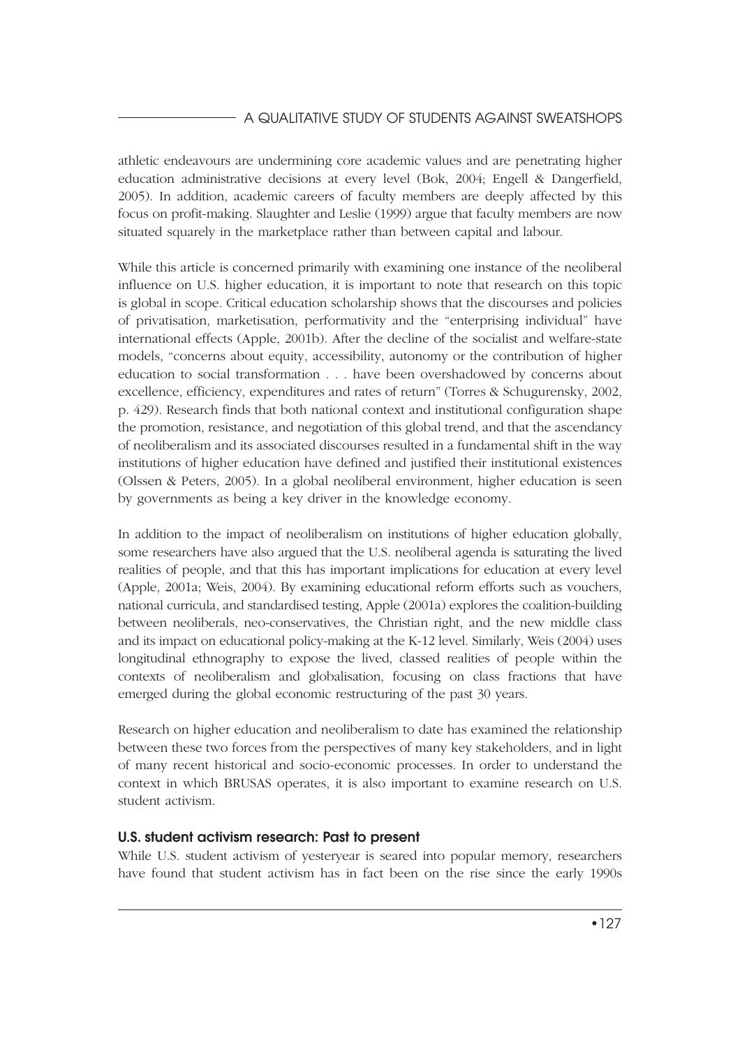athletic endeavours are undermining core academic values and are penetrating higher education administrative decisions at every level (Bok, 2004; Engell & Dangerfield, 2005). In addition, academic careers of faculty members are deeply affected by this focus on profit-making. Slaughter and Leslie (1999) argue that faculty members are now situated squarely in the marketplace rather than between capital and labour.

While this article is concerned primarily with examining one instance of the neoliberal influence on U.S. higher education, it is important to note that research on this topic is global in scope. Critical education scholarship shows that the discourses and policies of privatisation, marketisation, performativity and the "enterprising individual" have international effects (Apple, 2001b). After the decline of the socialist and welfare-state models, "concerns about equity, accessibility, autonomy or the contribution of higher education to social transformation . . . have been overshadowed by concerns about excellence, efficiency, expenditures and rates of return" (Torres & Schugurensky, 2002, p. 429). Research finds that both national context and institutional configuration shape the promotion, resistance, and negotiation of this global trend, and that the ascendancy of neoliberalism and its associated discourses resulted in a fundamental shift in the way institutions of higher education have defined and justified their institutional existences (Olssen & Peters, 2005). In a global neoliberal environment, higher education is seen by governments as being a key driver in the knowledge economy.

In addition to the impact of neoliberalism on institutions of higher education globally, some researchers have also argued that the U.S. neoliberal agenda is saturating the lived realities of people, and that this has important implications for education at every level (Apple, 2001a; Weis, 2004). By examining educational reform efforts such as vouchers, national curricula, and standardised testing, Apple (2001a) explores the coalition-building between neoliberals, neo-conservatives, the Christian right, and the new middle class and its impact on educational policy-making at the K-12 level. Similarly, Weis (2004) uses longitudinal ethnography to expose the lived, classed realities of people within the contexts of neoliberalism and globalisation, focusing on class fractions that have emerged during the global economic restructuring of the past 30 years.

Research on higher education and neoliberalism to date has examined the relationship between these two forces from the perspectives of many key stakeholders, and in light of many recent historical and socio-economic processes. In order to understand the context in which BRUSAS operates, it is also important to examine research on U.S. student activism.

### U.S. student activism research: Past to present

While U.S. student activism of yesteryear is seared into popular memory, researchers have found that student activism has in fact been on the rise since the early 1990s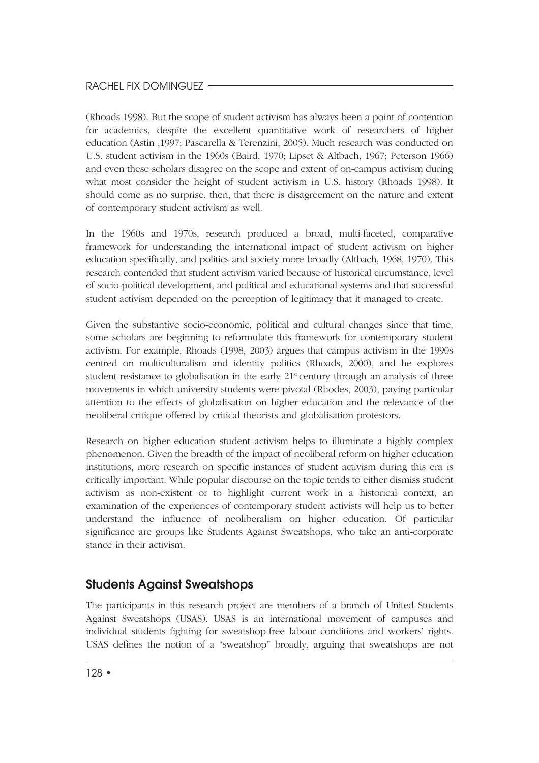(Rhoads 1998). But the scope of student activism has always been a point of contention for academics, despite the excellent quantitative work of researchers of higher education (Astin ,1997; Pascarella & Terenzini, 2005). Much research was conducted on U.S. student activism in the 1960s (Baird, 1970; Lipset & Altbach, 1967; Peterson 1966) and even these scholars disagree on the scope and extent of on-campus activism during what most consider the height of student activism in U.S. history (Rhoads 1998). It should come as no surprise, then, that there is disagreement on the nature and extent of contemporary student activism as well.

In the 1960s and 1970s, research produced a broad, multi-faceted, comparative framework for understanding the international impact of student activism on higher education specifically, and politics and society more broadly (Altbach, 1968, 1970). This research contended that student activism varied because of historical circumstance, level of socio-political development, and political and educational systems and that successful student activism depended on the perception of legitimacy that it managed to create.

Given the substantive socio-economic, political and cultural changes since that time, some scholars are beginning to reformulate this framework for contemporary student activism. For example, Rhoads (1998, 2003) argues that campus activism in the 1990s centred on multiculturalism and identity politics (Rhoads, 2000), and he explores student resistance to globalisation in the early 21st century through an analysis of three movements in which university students were pivotal (Rhodes, 2003), paying particular attention to the effects of globalisation on higher education and the relevance of the neoliberal critique offered by critical theorists and globalisation protestors.

Research on higher education student activism helps to illuminate a highly complex phenomenon. Given the breadth of the impact of neoliberal reform on higher education institutions, more research on specific instances of student activism during this era is critically important. While popular discourse on the topic tends to either dismiss student activism as non-existent or to highlight current work in a historical context, an examination of the experiences of contemporary student activists will help us to better understand the influence of neoliberalism on higher education. Of particular significance are groups like Students Against Sweatshops, who take an anti-corporate stance in their activism.

## Students Against Sweatshops

The participants in this research project are members of a branch of United Students Against Sweatshops (USAS). USAS is an international movement of campuses and individual students fighting for sweatshop-free labour conditions and workers' rights. USAS defines the notion of a "sweatshop" broadly, arguing that sweatshops are not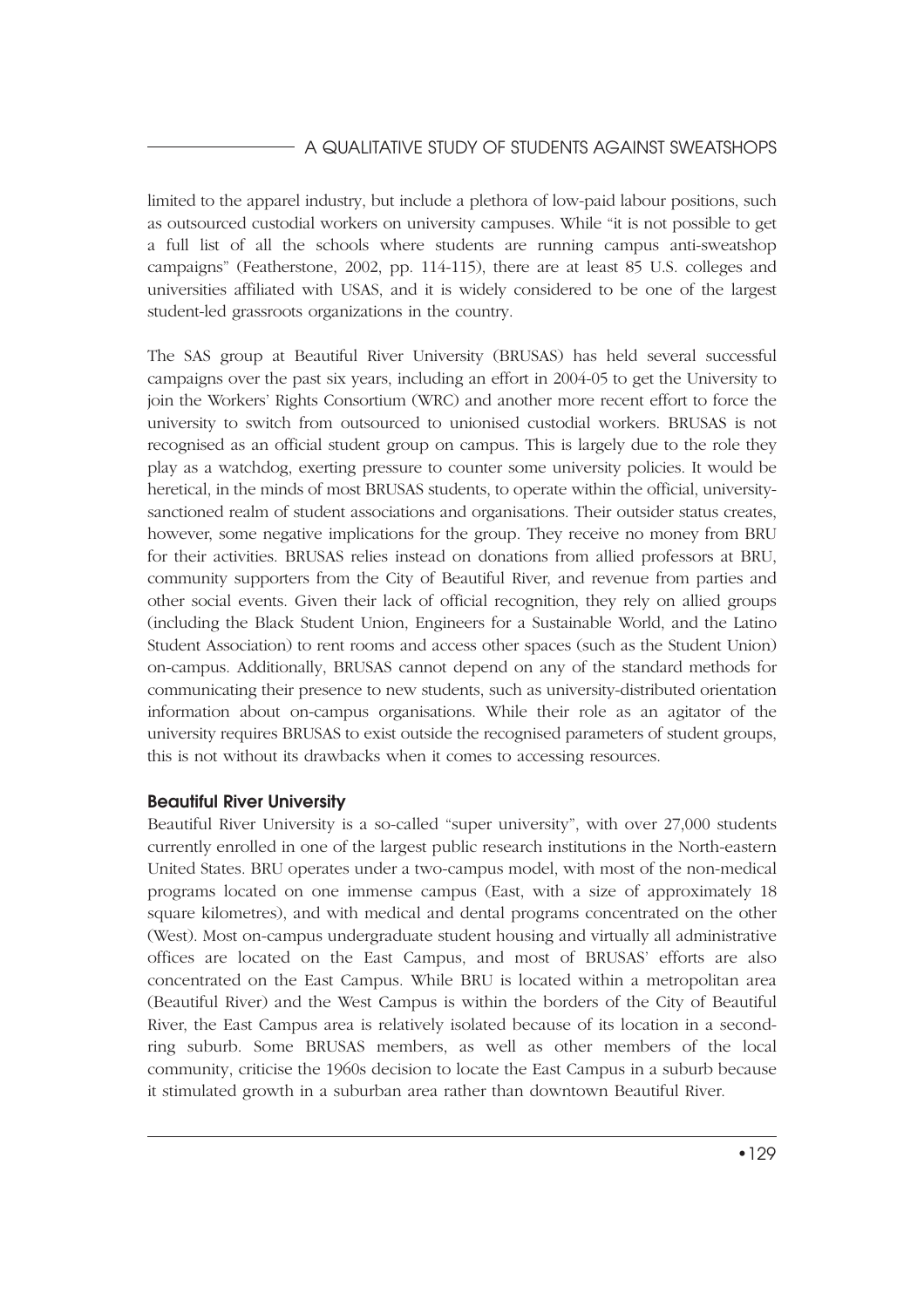limited to the apparel industry, but include a plethora of low-paid labour positions, such as outsourced custodial workers on university campuses. While "it is not possible to get a full list of all the schools where students are running campus anti-sweatshop campaigns" (Featherstone, 2002, pp. 114-115), there are at least 85 U.S. colleges and universities affiliated with USAS, and it is widely considered to be one of the largest student-led grassroots organizations in the country.

The SAS group at Beautiful River University (BRUSAS) has held several successful campaigns over the past six years, including an effort in 2004-05 to get the University to join the Workers' Rights Consortium (WRC) and another more recent effort to force the university to switch from outsourced to unionised custodial workers. BRUSAS is not recognised as an official student group on campus. This is largely due to the role they play as a watchdog, exerting pressure to counter some university policies. It would be heretical, in the minds of most BRUSAS students, to operate within the official, university-sanctioned realm of student associations and organisations. Their outsider status creates, however, some negative implications for the group. They receive no money from BRU for their activities. BRUSAS relies instead on donations from allied professors at BRU, community supporters from the City of Beautiful River, and revenue from parties and other social events. Given their lack of official recognition, they rely on allied groups (including the Black Student Union, Engineers for a Sustainable World, and the Latino Student Association) to rent rooms and access other spaces (such as the Student Union) on-campus. Additionally, BRUSAS cannot depend on any of the standard methods for communicating their presence to new students, such as university-distributed orientation information about on-campus organisations. While their role as an agitator of the university requires BRUSAS to exist outside the recognised parameters of student groups, this is not without its drawbacks when it comes to accessing resources.

### Beautiful River University

Beautiful River University is a so-called "super university", with over 27,000 students currently enrolled in one of the largest public research institutions in the North-eastern United States. BRU operates under a two-campus model, with most of the non-medical programs located on one immense campus (East, with a size of approximately 18 square kilometres), and with medical and dental programs concentrated on the other (West). Most on-campus undergraduate student housing and virtually all administrative offices are located on the East Campus, and most of BRUSAS' efforts are also concentrated on the East Campus. While BRU is located within a metropolitan area (Beautiful River) and the West Campus is within the borders of the City of Beautiful River, the East Campus area is relatively isolated because of its location in a second-ring suburb. Some BRUSAS members, as well as other members of the local community, criticise the 1960s decision to locate the East Campus in a suburb because it stimulated growth in a suburban area rather than downtown Beautiful River.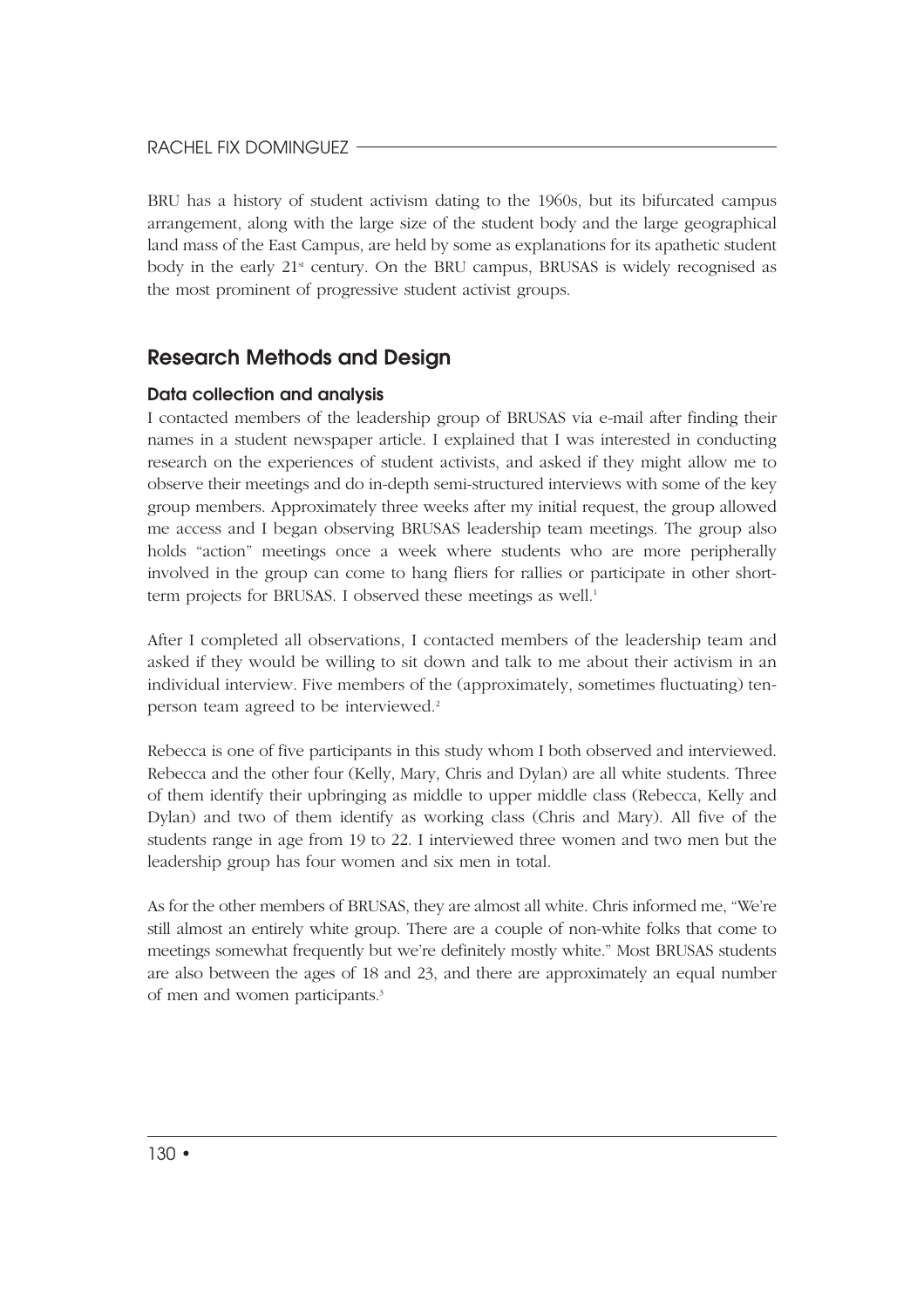BRU has a history of student activism dating to the 1960s, but its bifurcated campus arrangement, along with the large size of the student body and the large geographical land mass of the East Campus, are held by some as explanations for its apathetic student body in the early 21st century. On the BRU campus, BRUSAS is widely recognised as the most prominent of progressive student activist groups.

## Research Methods and Design

### Data collection and analysis

I contacted members of the leadership group of BRUSAS via e-mail after finding their names in a student newspaper article. I explained that I was interested in conducting research on the experiences of student activists, and asked if they might allow me to observe their meetings and do in-depth semi-structured interviews with some of the key group members. Approximately three weeks after my initial request, the group allowed me access and I began observing BRUSAS leadership team meetings. The group also holds "action" meetings once a week where students who are more peripherally involved in the group can come to hang fliers for rallies or participate in other short-term projects for BRUSAS. I observed these meetings as well.[1]

After I completed all observations, I contacted members of the leadership team and asked if they would be willing to sit down and talk to me about their activism in an individual interview. Five members of the (approximately, sometimes fluctuating) ten-person team agreed to be interviewed.[2]

Rebecca is one of five participants in this study whom I both observed and interviewed. Rebecca and the other four (Kelly, Mary, Chris and Dylan) are all white students. Three of them identify their upbringing as middle to upper middle class (Rebecca, Kelly and Dylan) and two of them identify as working class (Chris and Mary). All five of the students range in age from 19 to 22. I interviewed three women and two men but the leadership group has four women and six men in total.

As for the other members of BRUSAS, they are almost all white. Chris informed me, "We're still almost an entirely white group. There are a couple of non-white folks that come to meetings somewhat frequently but we're definitely mostly white." Most BRUSAS students are also between the ages of 18 and 23, and there are approximately an equal number of men and women participants.[3]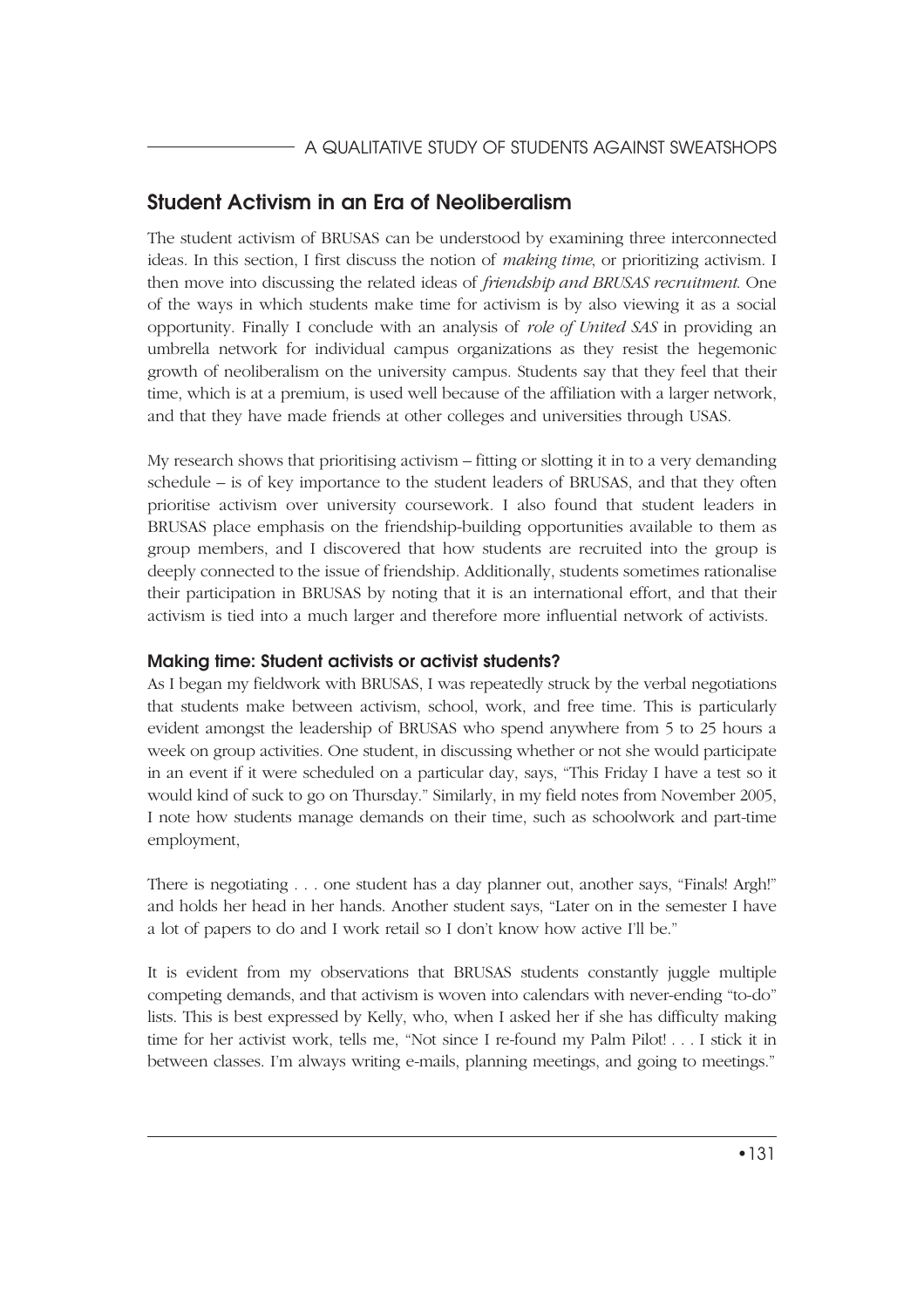## Student Activism in an Era of Neoliberalism

The student activism of BRUSAS can be understood by examining three interconnected ideas. In this section, I first discuss the notion of *making time*, or prioritizing activism. I then move into discussing the related ideas of *friendship and BRUSAS recruitment*. One of the ways in which students make time for activism is by also viewing it as a social opportunity. Finally I conclude with an analysis of *role of United SAS* in providing an umbrella network for individual campus organizations as they resist the hegemonic growth of neoliberalism on the university campus. Students say that they feel that their time, which is at a premium, is used well because of the affiliation with a larger network, and that they have made friends at other colleges and universities through USAS.

My research shows that prioritising activism – fitting or slotting it in to a very demanding schedule – is of key importance to the student leaders of BRUSAS, and that they often prioritise activism over university coursework. I also found that student leaders in BRUSAS place emphasis on the friendship-building opportunities available to them as group members, and I discovered that how students are recruited into the group is deeply connected to the issue of friendship. Additionally, students sometimes rationalise their participation in BRUSAS by noting that it is an international effort, and that their activism is tied into a much larger and therefore more influential network of activists.

### Making time: Student activists or activist students?

As I began my fieldwork with BRUSAS, I was repeatedly struck by the verbal negotiations that students make between activism, school, work, and free time. This is particularly evident amongst the leadership of BRUSAS who spend anywhere from 5 to 25 hours a week on group activities. One student, in discussing whether or not she would participate in an event if it were scheduled on a particular day, says, "This Friday I have a test so it would kind of suck to go on Thursday." Similarly, in my field notes from November 2005, I note how students manage demands on their time, such as schoolwork and part-time employment,

There is negotiating . . . one student has a day planner out, another says, "Finals! Argh!" and holds her head in her hands. Another student says, "Later on in the semester I have a lot of papers to do and I work retail so I don't know how active I'll be."

It is evident from my observations that BRUSAS students constantly juggle multiple competing demands, and that activism is woven into calendars with never-ending "to-do" lists. This is best expressed by Kelly, who, when I asked her if she has difficulty making time for her activist work, tells me, "Not since I re-found my Palm Pilot! . . . I stick it in between classes. I'm always writing e-mails, planning meetings, and going to meetings."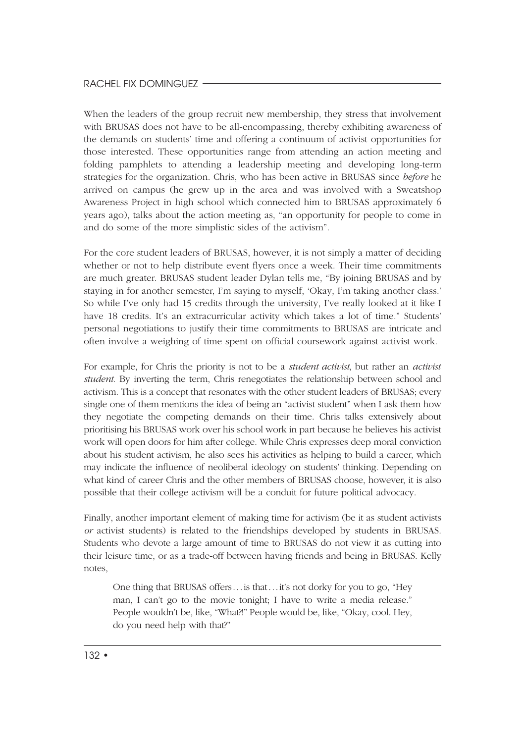When the leaders of the group recruit new membership, they stress that involvement with BRUSAS does not have to be all-encompassing, thereby exhibiting awareness of the demands on students' time and offering a continuum of activist opportunities for those interested. These opportunities range from attending an action meeting and folding pamphlets to attending a leadership meeting and developing long-term strategies for the organization. Chris, who has been active in BRUSAS since *before* he arrived on campus (he grew up in the area and was involved with a Sweatshop Awareness Project in high school which connected him to BRUSAS approximately 6 years ago), talks about the action meeting as, "an opportunity for people to come in and do some of the more simplistic sides of the activism".

For the core student leaders of BRUSAS, however, it is not simply a matter of deciding whether or not to help distribute event flyers once a week. Their time commitments are much greater. BRUSAS student leader Dylan tells me, "By joining BRUSAS and by staying in for another semester, I'm saying to myself, 'Okay, I'm taking another class.' So while I've only had 15 credits through the university, I've really looked at it like I have 18 credits. It's an extracurricular activity which takes a lot of time." Students' personal negotiations to justify their time commitments to BRUSAS are intricate and often involve a weighing of time spent on official coursework against activist work.

For example, for Chris the priority is not to be a *student activist*, but rather an *activist student*. By inverting the term, Chris renegotiates the relationship between school and activism. This is a concept that resonates with the other student leaders of BRUSAS; every single one of them mentions the idea of being an "activist student" when I ask them how they negotiate the competing demands on their time. Chris talks extensively about prioritising his BRUSAS work over his school work in part because he believes his activist work will open doors for him after college. While Chris expresses deep moral conviction about his student activism, he also sees his activities as helping to build a career, which may indicate the influence of neoliberal ideology on students' thinking. Depending on what kind of career Chris and the other members of BRUSAS choose, however, it is also possible that their college activism will be a conduit for future political advocacy.

Finally, another important element of making time for activism (be it as student activists *or* activist students) is related to the friendships developed by students in BRUSAS. Students who devote a large amount of time to BRUSAS do not view it as cutting into their leisure time, or as a trade-off between having friends and being in BRUSAS. Kelly notes,

> One thing that BRUSAS offers . . . is that . . . it's not dorky for you to go, "Hey man, I can't go to the movie tonight; I have to write a media release." People wouldn't be, like, "What?!" People would be, like, "Okay, cool. Hey, do you need help with that?"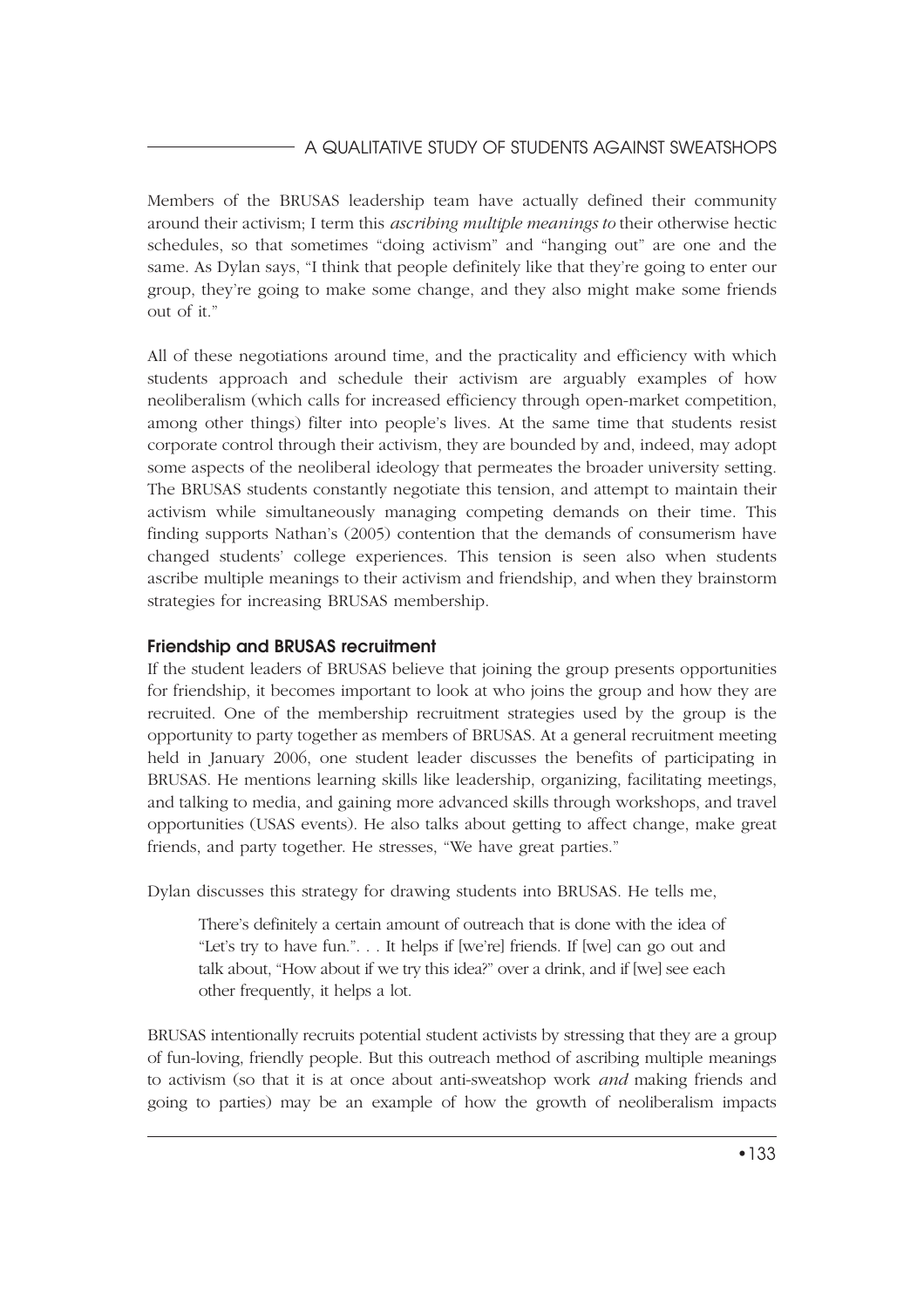Members of the BRUSAS leadership team have actually defined their community around their activism; I term this *ascribing multiple meanings to* their otherwise hectic schedules, so that sometimes "doing activism" and "hanging out" are one and the same. As Dylan says, "I think that people definitely like that they're going to enter our group, they're going to make some change, and they also might make some friends out of it."

All of these negotiations around time, and the practicality and efficiency with which students approach and schedule their activism are arguably examples of how neoliberalism (which calls for increased efficiency through open-market competition, among other things) filter into people's lives. At the same time that students resist corporate control through their activism, they are bounded by and, indeed, may adopt some aspects of the neoliberal ideology that permeates the broader university setting. The BRUSAS students constantly negotiate this tension, and attempt to maintain their activism while simultaneously managing competing demands on their time. This finding supports Nathan's (2005) contention that the demands of consumerism have changed students' college experiences. This tension is seen also when students ascribe multiple meanings to their activism and friendship, and when they brainstorm strategies for increasing BRUSAS membership.

### Friendship and BRUSAS recruitment

If the student leaders of BRUSAS believe that joining the group presents opportunities for friendship, it becomes important to look at who joins the group and how they are recruited. One of the membership recruitment strategies used by the group is the opportunity to party together as members of BRUSAS. At a general recruitment meeting held in January 2006, one student leader discusses the benefits of participating in BRUSAS. He mentions learning skills like leadership, organizing, facilitating meetings, and talking to media, and gaining more advanced skills through workshops, and travel opportunities (USAS events). He also talks about getting to affect change, make great friends, and party together. He stresses, "We have great parties."

Dylan discusses this strategy for drawing students into BRUSAS. He tells me,

> There's definitely a certain amount of outreach that is done with the idea of "Let's try to have fun.". . . It helps if [we're] friends. If [we] can go out and talk about, "How about if we try this idea?" over a drink, and if [we] see each other frequently, it helps a lot.

BRUSAS intentionally recruits potential student activists by stressing that they are a group of fun-loving, friendly people. But this outreach method of ascribing multiple meanings to activism (so that it is at once about anti-sweatshop work *and* making friends and going to parties) may be an example of how the growth of neoliberalism impacts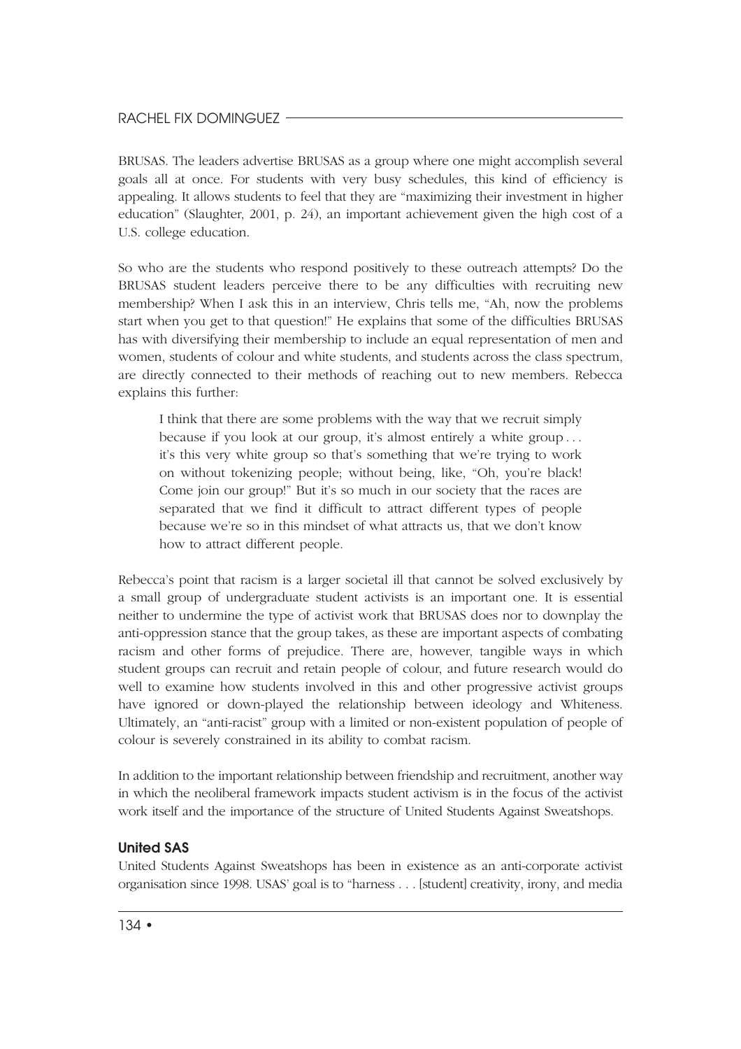BRUSAS. The leaders advertise BRUSAS as a group where one might accomplish several goals all at once. For students with very busy schedules, this kind of efficiency is appealing. It allows students to feel that they are "maximizing their investment in higher education" (Slaughter, 2001, p. 24), an important achievement given the high cost of a U.S. college education.

So who are the students who respond positively to these outreach attempts? Do the BRUSAS student leaders perceive there to be any difficulties with recruiting new membership? When I ask this in an interview, Chris tells me, "Ah, now the problems start when you get to that question!" He explains that some of the difficulties BRUSAS has with diversifying their membership to include an equal representation of men and women, students of colour and white students, and students across the class spectrum, are directly connected to their methods of reaching out to new members. Rebecca explains this further:

> I think that there are some problems with the way that we recruit simply because if you look at our group, it's almost entirely a white group . . . it's this very white group so that's something that we're trying to work on without tokenizing people; without being, like, "Oh, you're black! Come join our group!" But it's so much in our society that the races are separated that we find it difficult to attract different types of people because we're so in this mindset of what attracts us, that we don't know how to attract different people.

Rebecca's point that racism is a larger societal ill that cannot be solved exclusively by a small group of undergraduate student activists is an important one. It is essential neither to undermine the type of activist work that BRUSAS does nor to downplay the anti-oppression stance that the group takes, as these are important aspects of combating racism and other forms of prejudice. There are, however, tangible ways in which student groups can recruit and retain people of colour, and future research would do well to examine how students involved in this and other progressive activist groups have ignored or down-played the relationship between ideology and Whiteness. Ultimately, an "anti-racist" group with a limited or non-existent population of people of colour is severely constrained in its ability to combat racism.

In addition to the important relationship between friendship and recruitment, another way in which the neoliberal framework impacts student activism is in the focus of the activist work itself and the importance of the structure of United Students Against Sweatshops.

### United SAS

United Students Against Sweatshops has been in existence as an anti-corporate activist organisation since 1998. USAS' goal is to "harness . . . [student] creativity, irony, and media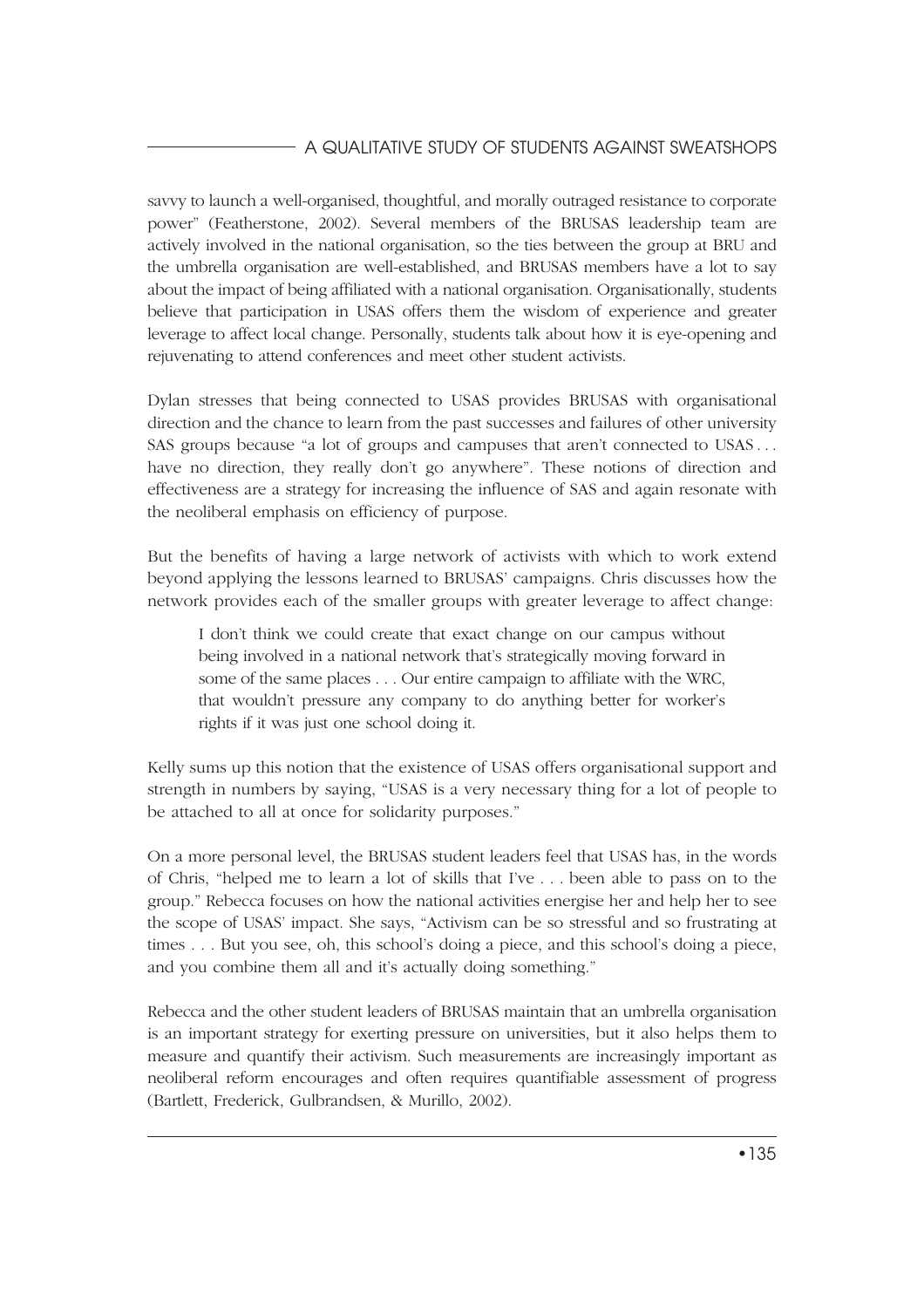savvy to launch a well-organised, thoughtful, and morally outraged resistance to corporate power" (Featherstone, 2002). Several members of the BRUSAS leadership team are actively involved in the national organisation, so the ties between the group at BRU and the umbrella organisation are well-established, and BRUSAS members have a lot to say about the impact of being affiliated with a national organisation. Organisationally, students believe that participation in USAS offers them the wisdom of experience and greater leverage to affect local change. Personally, students talk about how it is eye-opening and rejuvenating to attend conferences and meet other student activists.

Dylan stresses that being connected to USAS provides BRUSAS with organisational direction and the chance to learn from the past successes and failures of other university SAS groups because "a lot of groups and campuses that aren't connected to USAS . . . have no direction, they really don't go anywhere". These notions of direction and effectiveness are a strategy for increasing the influence of SAS and again resonate with the neoliberal emphasis on efficiency of purpose.

But the benefits of having a large network of activists with which to work extend beyond applying the lessons learned to BRUSAS' campaigns. Chris discusses how the network provides each of the smaller groups with greater leverage to affect change:

> I don't think we could create that exact change on our campus without being involved in a national network that's strategically moving forward in some of the same places . . . Our entire campaign to affiliate with the WRC, that wouldn't pressure any company to do anything better for worker's rights if it was just one school doing it.

Kelly sums up this notion that the existence of USAS offers organisational support and strength in numbers by saying, "USAS is a very necessary thing for a lot of people to be attached to all at once for solidarity purposes."

On a more personal level, the BRUSAS student leaders feel that USAS has, in the words of Chris, "helped me to learn a lot of skills that I've . . . been able to pass on to the group." Rebecca focuses on how the national activities energise her and help her to see the scope of USAS' impact. She says, "Activism can be so stressful and so frustrating at times . . . But you see, oh, this school's doing a piece, and this school's doing a piece, and you combine them all and it's actually doing something."

Rebecca and the other student leaders of BRUSAS maintain that an umbrella organisation is an important strategy for exerting pressure on universities, but it also helps them to measure and quantify their activism. Such measurements are increasingly important as neoliberal reform encourages and often requires quantifiable assessment of progress (Bartlett, Frederick, Gulbrandsen, & Murillo, 2002).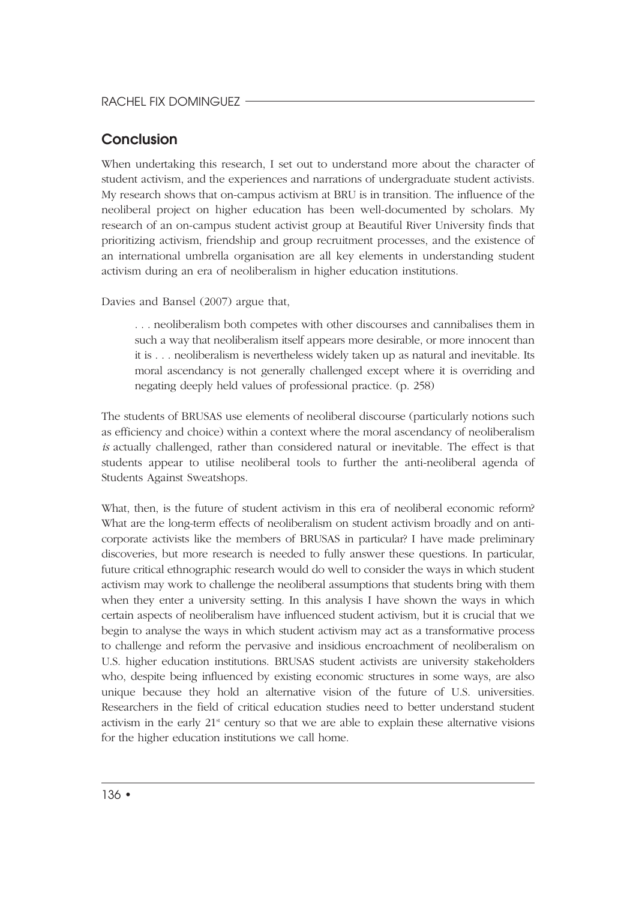## Conclusion

When undertaking this research, I set out to understand more about the character of student activism, and the experiences and narrations of undergraduate student activists. My research shows that on-campus activism at BRU is in transition. The influence of the neoliberal project on higher education has been well-documented by scholars. My research of an on-campus student activist group at Beautiful River University finds that prioritizing activism, friendship and group recruitment processes, and the existence of an international umbrella organisation are all key elements in understanding student activism during an era of neoliberalism in higher education institutions.

Davies and Bansel (2007) argue that,

> . . . neoliberalism both competes with other discourses and cannibalises them in such a way that neoliberalism itself appears more desirable, or more innocent than it is . . . neoliberalism is nevertheless widely taken up as natural and inevitable. Its moral ascendancy is not generally challenged except where it is overriding and negating deeply held values of professional practice. (p. 258)

The students of BRUSAS use elements of neoliberal discourse (particularly notions such as efficiency and choice) within a context where the moral ascendancy of neoliberalism *is* actually challenged, rather than considered natural or inevitable. The effect is that students appear to utilise neoliberal tools to further the anti-neoliberal agenda of Students Against Sweatshops.

What, then, is the future of student activism in this era of neoliberal economic reform? What are the long-term effects of neoliberalism on student activism broadly and on anti-corporate activists like the members of BRUSAS in particular? I have made preliminary discoveries, but more research is needed to fully answer these questions. In particular, future critical ethnographic research would do well to consider the ways in which student activism may work to challenge the neoliberal assumptions that students bring with them when they enter a university setting. In this analysis I have shown the ways in which certain aspects of neoliberalism have influenced student activism, but it is crucial that we begin to analyse the ways in which student activism may act as a transformative process to challenge and reform the pervasive and insidious encroachment of neoliberalism on U.S. higher education institutions. BRUSAS student activists are university stakeholders who, despite being influenced by existing economic structures in some ways, are also unique because they hold an alternative vision of the future of U.S. universities. Researchers in the field of critical education studies need to better understand student activism in the early 21st century so that we are able to explain these alternative visions for the higher education institutions we call home.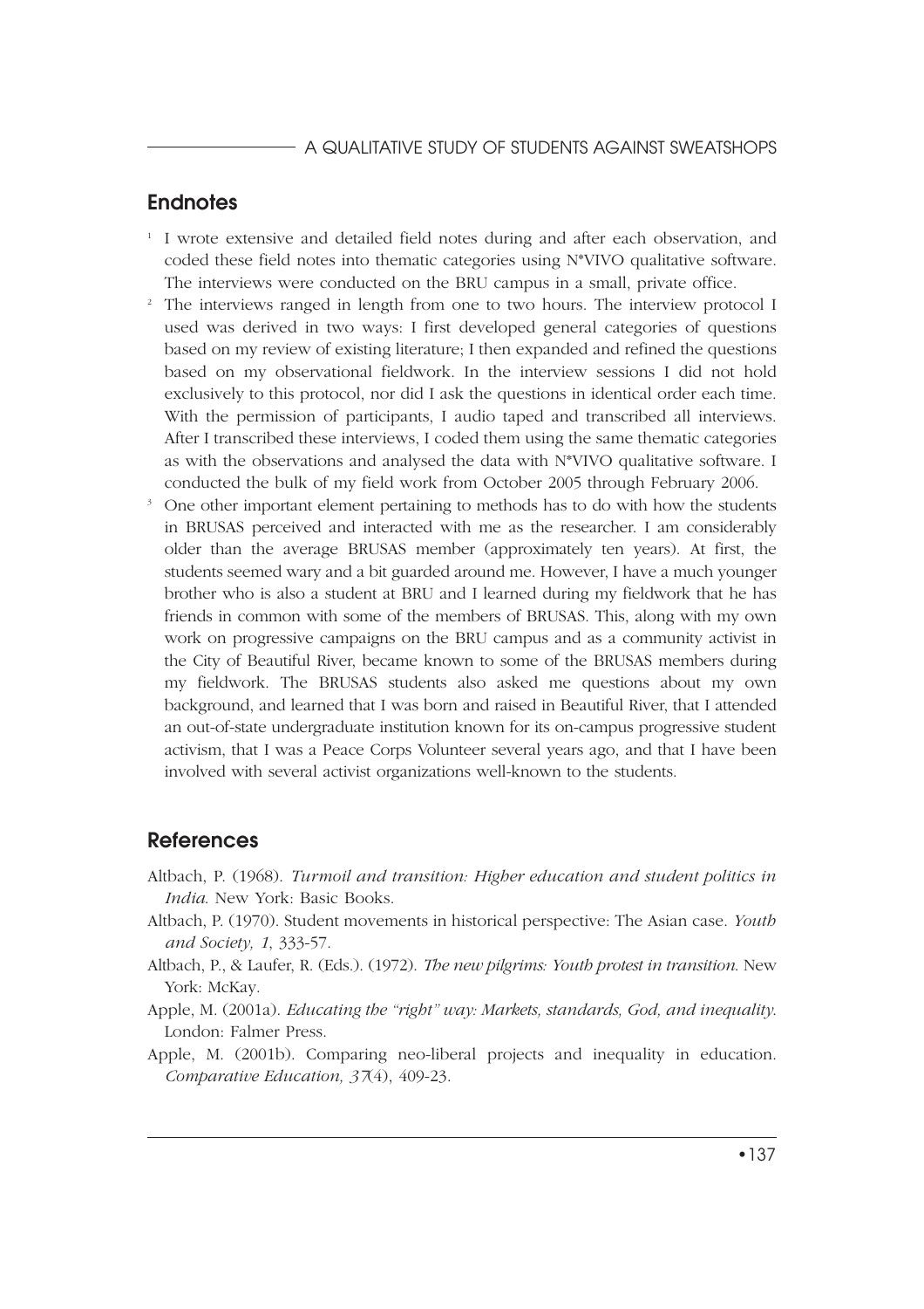## Endnotes

[1] I wrote extensive and detailed field notes during and after each observation, and coded these field notes into thematic categories using N*VIVO qualitative software. The interviews were conducted on the BRU campus in a small, private office.

[2] The interviews ranged in length from one to two hours. The interview protocol I used was derived in two ways: I first developed general categories of questions based on my review of existing literature; I then expanded and refined the questions based on my observational fieldwork. In the interview sessions I did not hold exclusively to this protocol, nor did I ask the questions in identical order each time. With the permission of participants, I audio taped and transcribed all interviews. After I transcribed these interviews, I coded them using the same thematic categories as with the observations and analysed the data with N*VIVO qualitative software. I conducted the bulk of my field work from October 2005 through February 2006.

[3] One other important element pertaining to methods has to do with how the students in BRUSAS perceived and interacted with me as the researcher. I am considerably older than the average BRUSAS member (approximately ten years). At first, the students seemed wary and a bit guarded around me. However, I have a much younger brother who is also a student at BRU and I learned during my fieldwork that he has friends in common with some of the members of BRUSAS. This, along with my own work on progressive campaigns on the BRU campus and as a community activist in the City of Beautiful River, became known to some of the BRUSAS members during my fieldwork. The BRUSAS students also asked me questions about my own background, and learned that I was born and raised in Beautiful River, that I attended an out-of-state undergraduate institution known for its on-campus progressive student activism, that I was a Peace Corps Volunteer several years ago, and that I have been involved with several activist organizations well-known to the students.

## References

Altbach, P. (1968). *Turmoil and transition: Higher education and student politics in India*. New York: Basic Books.

Altbach, P. (1970). Student movements in historical perspective: The Asian case. *Youth and Society, 1*, 333-57.

Altbach, P., & Laufer, R. (Eds.). (1972). *The new pilgrims: Youth protest in transition*. New York: McKay.

Apple, M. (2001a). *Educating the "right" way: Markets, standards, God, and inequality*. London: Falmer Press.

Apple, M. (2001b). Comparing neo-liberal projects and inequality in education. *Comparative Education, 37*(4), 409-23.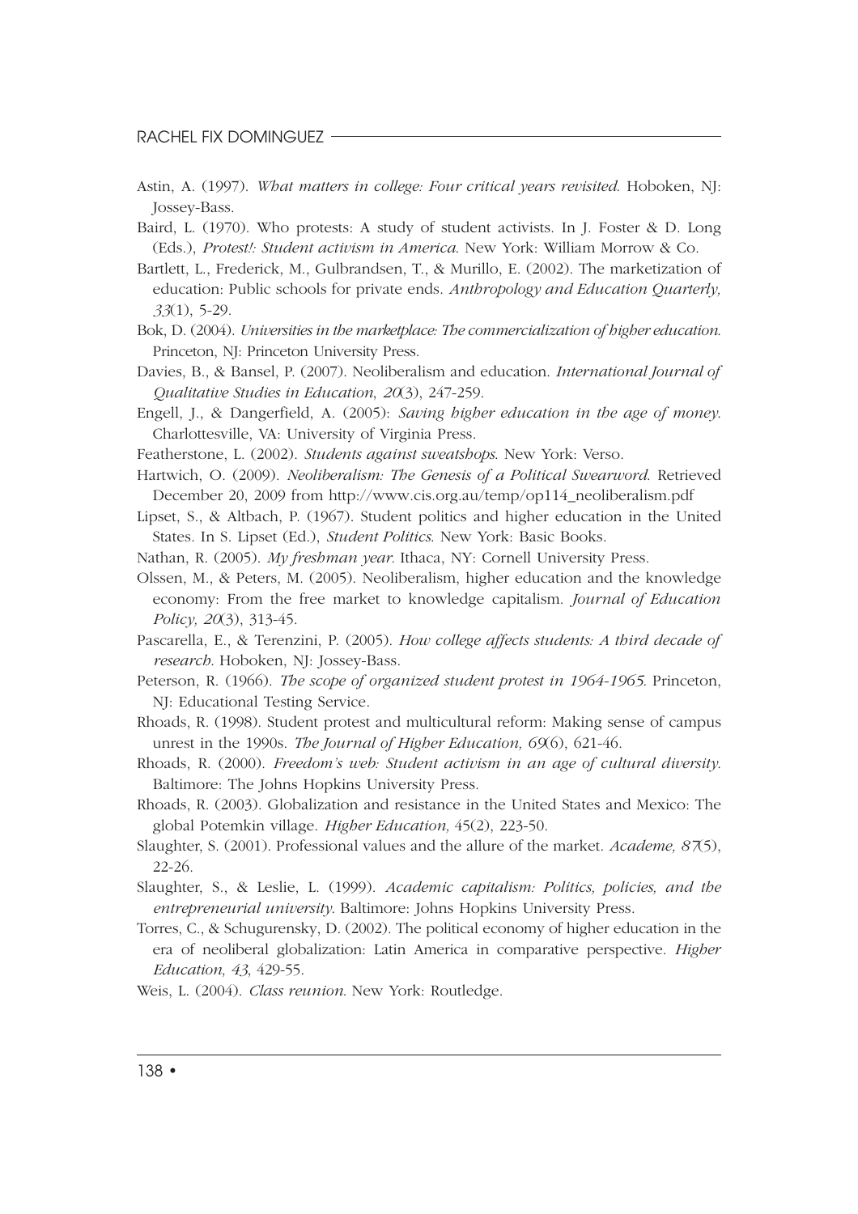Astin, A. (1997). *What matters in college: Four critical years revisited.* Hoboken, NJ: Jossey-Bass.

Baird, L. (1970). Who protests: A study of student activists. In J. Foster & D. Long (Eds.), *Protest!: Student activism in America.* New York: William Morrow & Co.

Bartlett, L., Frederick, M., Gulbrandsen, T., & Murillo, E. (2002). The marketization of education: Public schools for private ends. *Anthropology and Education Quarterly, 33*(1), 5-29.

Bok, D. (2004). *Universities in the marketplace: The commercialization of higher education.* Princeton, NJ: Princeton University Press.

Davies, B., & Bansel, P. (2007). Neoliberalism and education. *International Journal of Qualitative Studies in Education, 20*(3), 247-259.

Engell, J., & Dangerfield, A. (2005): *Saving higher education in the age of money.* Charlottesville, VA: University of Virginia Press.

Featherstone, L. (2002). *Students against sweatshops.* New York: Verso.

Hartwich, O. (2009). *Neoliberalism: The Genesis of a Political Swearword.* Retrieved December 20, 2009 from http://www.cis.org.au/temp/op114_neoliberalism.pdf

Lipset, S., & Altbach, P. (1967). Student politics and higher education in the United States. In S. Lipset (Ed.), *Student Politics.* New York: Basic Books.

Nathan, R. (2005). *My freshman year.* Ithaca, NY: Cornell University Press.

Olssen, M., & Peters, M. (2005). Neoliberalism, higher education and the knowledge economy: From the free market to knowledge capitalism. *Journal of Education Policy, 20*(3), 313-45.

Pascarella, E., & Terenzini, P. (2005). *How college affects students: A third decade of research.* Hoboken, NJ: Jossey-Bass.

Peterson, R. (1966). *The scope of organized student protest in 1964-1965.* Princeton, NJ: Educational Testing Service.

Rhoads, R. (1998). Student protest and multicultural reform: Making sense of campus unrest in the 1990s. *The Journal of Higher Education, 69*(6), 621-46.

Rhoads, R. (2000). *Freedom's web: Student activism in an age of cultural diversity.* Baltimore: The Johns Hopkins University Press.

Rhoads, R. (2003). Globalization and resistance in the United States and Mexico: The global Potemkin village. *Higher Education,* 45(2), 223-50.

Slaughter, S. (2001). Professional values and the allure of the market. *Academe, 87*(5), 22-26.

Slaughter, S., & Leslie, L. (1999). *Academic capitalism: Politics, policies, and the entrepreneurial university.* Baltimore: Johns Hopkins University Press.

Torres, C., & Schugurensky, D. (2002). The political economy of higher education in the era of neoliberal globalization: Latin America in comparative perspective. *Higher Education, 43*, 429-55.

Weis, L. (2004). *Class reunion.* New York: Routledge.